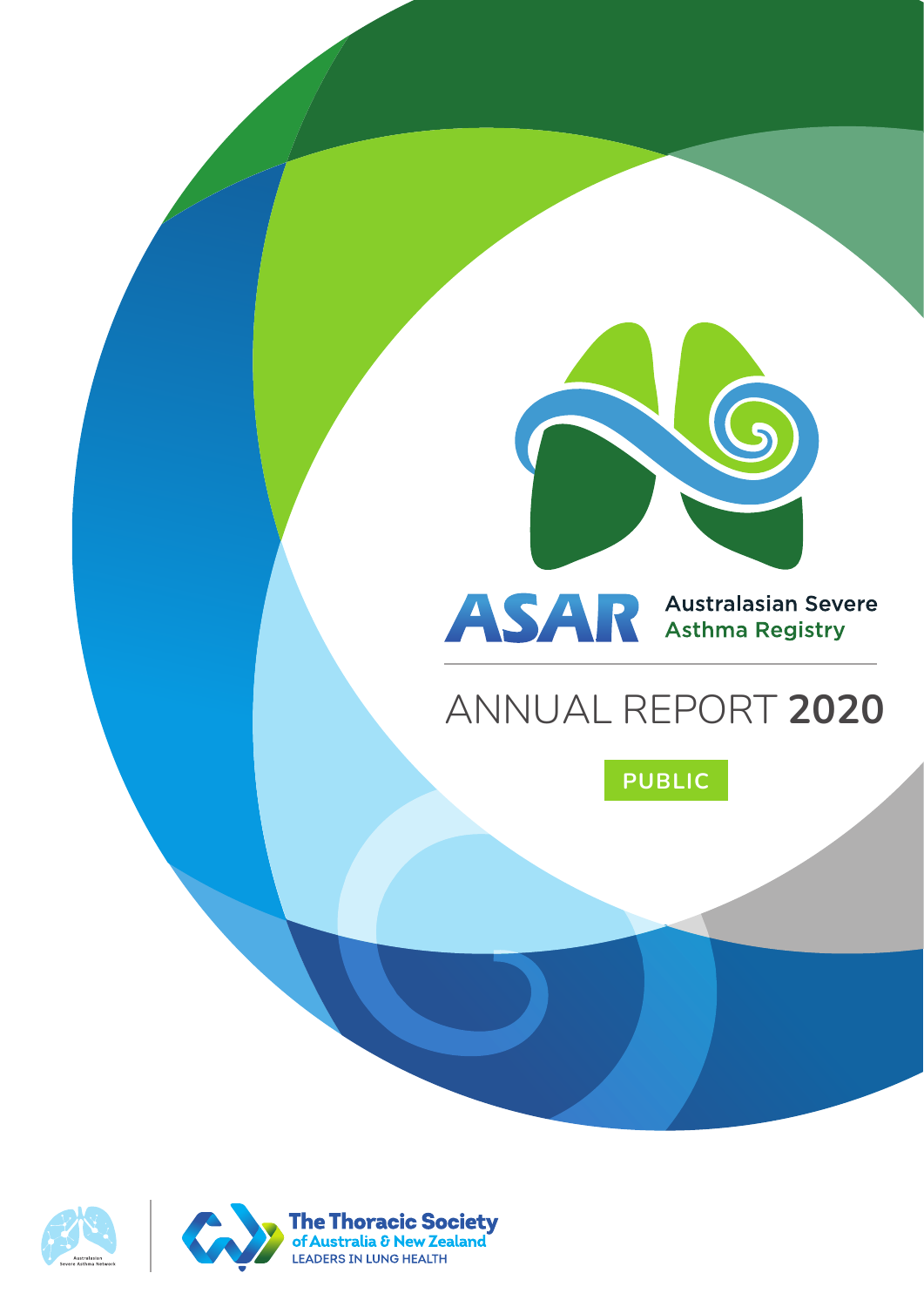# ASAR

Australasian Severe Asthma Registry

# ANNUAL REPORT **2020**

PUBLIC

Australasian Severe Asthma Network

The Thoracic Society of Australia & New Zealand

LEADERS IN LUNG HEALTH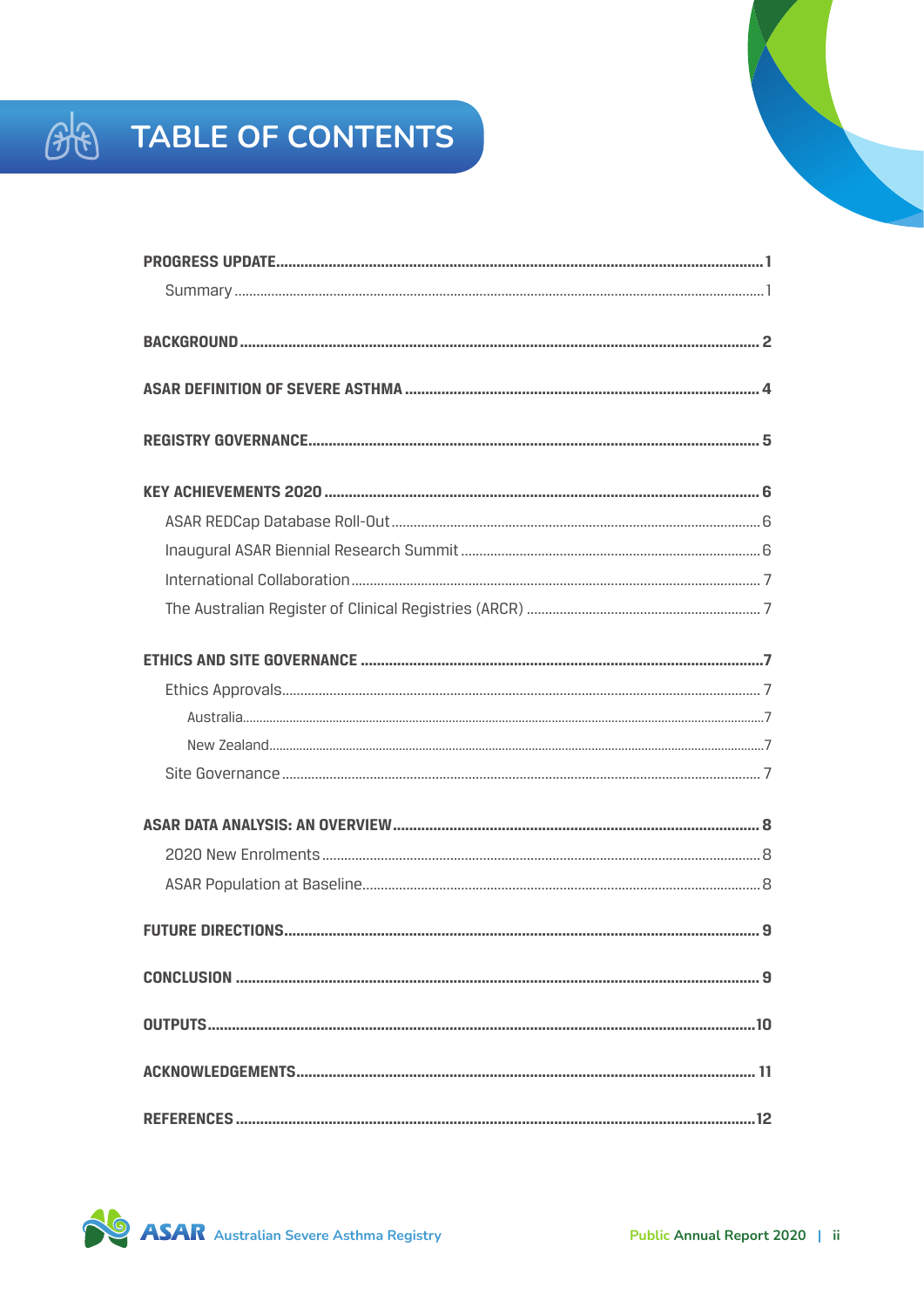# TABLE OF CONTENTS

**PROGRESS UPDATE** .......... 1

- Summary .......... 1

**BACKGROUND** .......... 2

**ASAR DEFINITION OF SEVERE ASTHMA** .......... 4

**REGISTRY GOVERNANCE** .......... 5

**KEY ACHIEVEMENTS 2020** .......... 6

- ASAR REDCap Database Roll-Out .......... 6
- Inaugural ASAR Biennial Research Summit .......... 6
- International Collaboration .......... 7
- The Australian Register of Clinical Registries (ARCR) .......... 7

**ETHICS AND SITE GOVERNANCE** .......... 7

- Ethics Approvals .......... 7
  - Australia .......... 7
  - New Zealand .......... 7
- Site Governance .......... 7

**ASAR DATA ANALYSIS: AN OVERVIEW** .......... 8

- 2020 New Enrolments .......... 8
- ASAR Population at Baseline .......... 8

**FUTURE DIRECTIONS** .......... 9

**CONCLUSION** .......... 9

**OUTPUTS** .......... 10

**ACKNOWLEDGEMENTS** .......... 11

**REFERENCES** .......... 12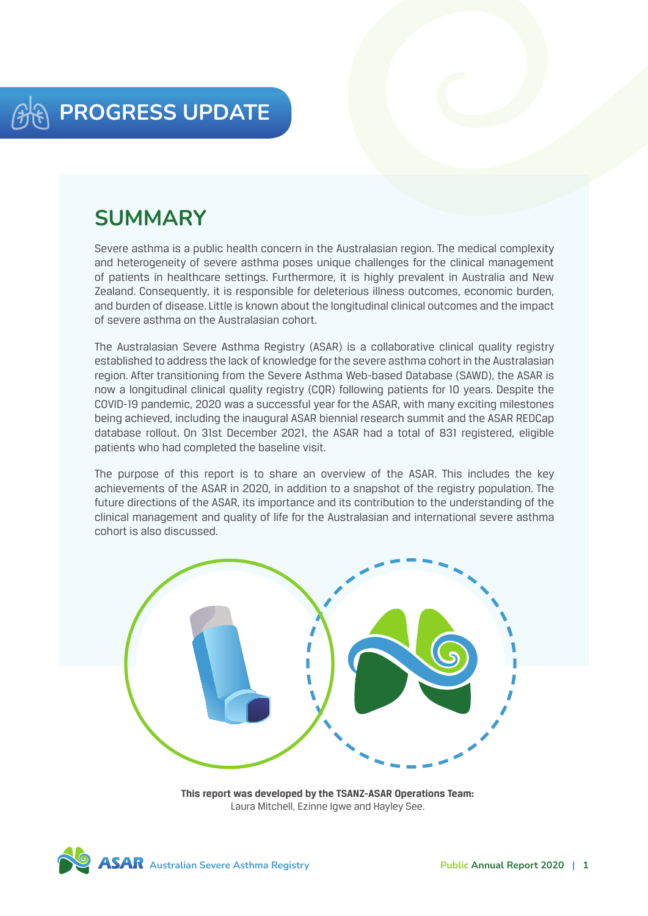# PROGRESS UPDATE

## SUMMARY

Severe asthma is a public health concern in the Australasian region. The medical complexity and heterogeneity of severe asthma poses unique challenges for the clinical management of patients in healthcare settings. Furthermore, it is highly prevalent in Australia and New Zealand. Consequently, it is responsible for deleterious illness outcomes, economic burden, and burden of disease. Little is known about the longitudinal clinical outcomes and the impact of severe asthma on the Australasian cohort.

The Australasian Severe Asthma Registry (ASAR) is a collaborative clinical quality registry established to address the lack of knowledge for the severe asthma cohort in the Australasian region. After transitioning from the Severe Asthma Web-based Database (SAWD), the ASAR is now a longitudinal clinical quality registry (CQR) following patients for 10 years. Despite the COVID-19 pandemic, 2020 was a successful year for the ASAR, with many exciting milestones being achieved, including the inaugural ASAR biennial research summit and the ASAR REDCap database rollout. On 31st December 2021, the ASAR had a total of 831 registered, eligible patients who had completed the baseline visit.

The purpose of this report is to share an overview of the ASAR. This includes the key achievements of the ASAR in 2020, in addition to a snapshot of the registry population. The future directions of the ASAR, its importance and its contribution to the understanding of the clinical management and quality of life for the Australasian and international severe asthma cohort is also discussed.

**This report was developed by the TSANZ-ASAR Operations Team:**
Laura Mitchell, Ezinne Igwe and Hayley See.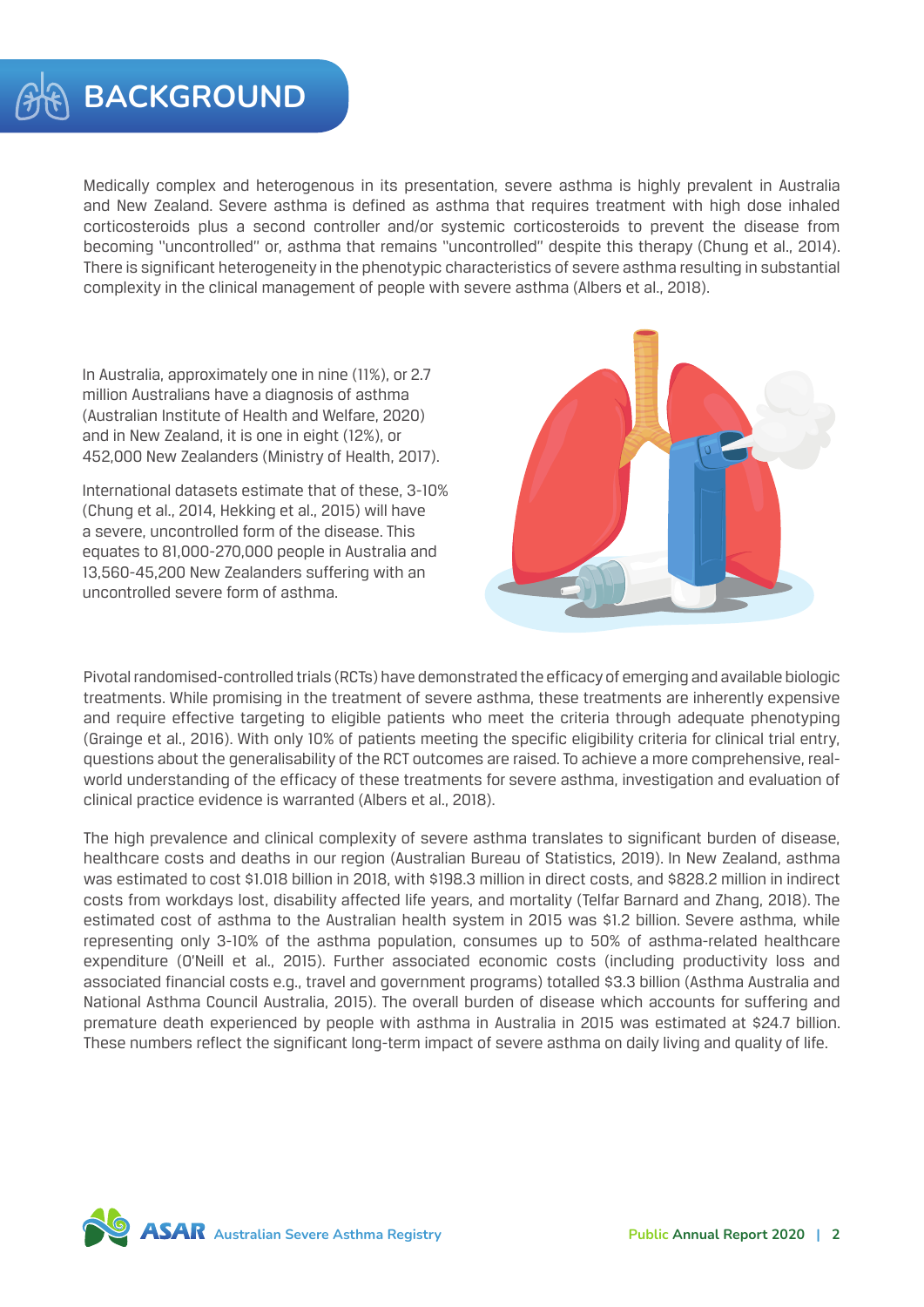# BACKGROUND

Medically complex and heterogenous in its presentation, severe asthma is highly prevalent in Australia and New Zealand. Severe asthma is defined as asthma that requires treatment with high dose inhaled corticosteroids plus a second controller and/or systemic corticosteroids to prevent the disease from becoming "uncontrolled" or, asthma that remains "uncontrolled" despite this therapy (Chung et al., 2014). There is significant heterogeneity in the phenotypic characteristics of severe asthma resulting in substantial complexity in the clinical management of people with severe asthma (Albers et al., 2018).

In Australia, approximately one in nine (11%), or 2.7 million Australians have a diagnosis of asthma (Australian Institute of Health and Welfare, 2020) and in New Zealand, it is one in eight (12%), or 452,000 New Zealanders (Ministry of Health, 2017).

International datasets estimate that of these, 3-10% (Chung et al., 2014, Hekking et al., 2015) will have a severe, uncontrolled form of the disease. This equates to 81,000-270,000 people in Australia and 13,560-45,200 New Zealanders suffering with an uncontrolled severe form of asthma.

Pivotal randomised-controlled trials (RCTs) have demonstrated the efficacy of emerging and available biologic treatments. While promising in the treatment of severe asthma, these treatments are inherently expensive and require effective targeting to eligible patients who meet the criteria through adequate phenotyping (Grainge et al., 2016). With only 10% of patients meeting the specific eligibility criteria for clinical trial entry, questions about the generalisability of the RCT outcomes are raised. To achieve a more comprehensive, real-world understanding of the efficacy of these treatments for severe asthma, investigation and evaluation of clinical practice evidence is warranted (Albers et al., 2018).

The high prevalence and clinical complexity of severe asthma translates to significant burden of disease, healthcare costs and deaths in our region (Australian Bureau of Statistics, 2019). In New Zealand, asthma was estimated to cost $1.018 billion in 2018, with $198.3 million in direct costs, and $828.2 million in indirect costs from workdays lost, disability affected life years, and mortality (Telfar Barnard and Zhang, 2018). The estimated cost of asthma to the Australian health system in 2015 was $1.2 billion. Severe asthma, while representing only 3-10% of the asthma population, consumes up to 50% of asthma-related healthcare expenditure (O'Neill et al., 2015). Further associated economic costs (including productivity loss and associated financial costs e.g., travel and government programs) totalled $3.3 billion (Asthma Australia and National Asthma Council Australia, 2015). The overall burden of disease which accounts for suffering and premature death experienced by people with asthma in Australia in 2015 was estimated at $24.7 billion. These numbers reflect the significant long-term impact of severe asthma on daily living and quality of life.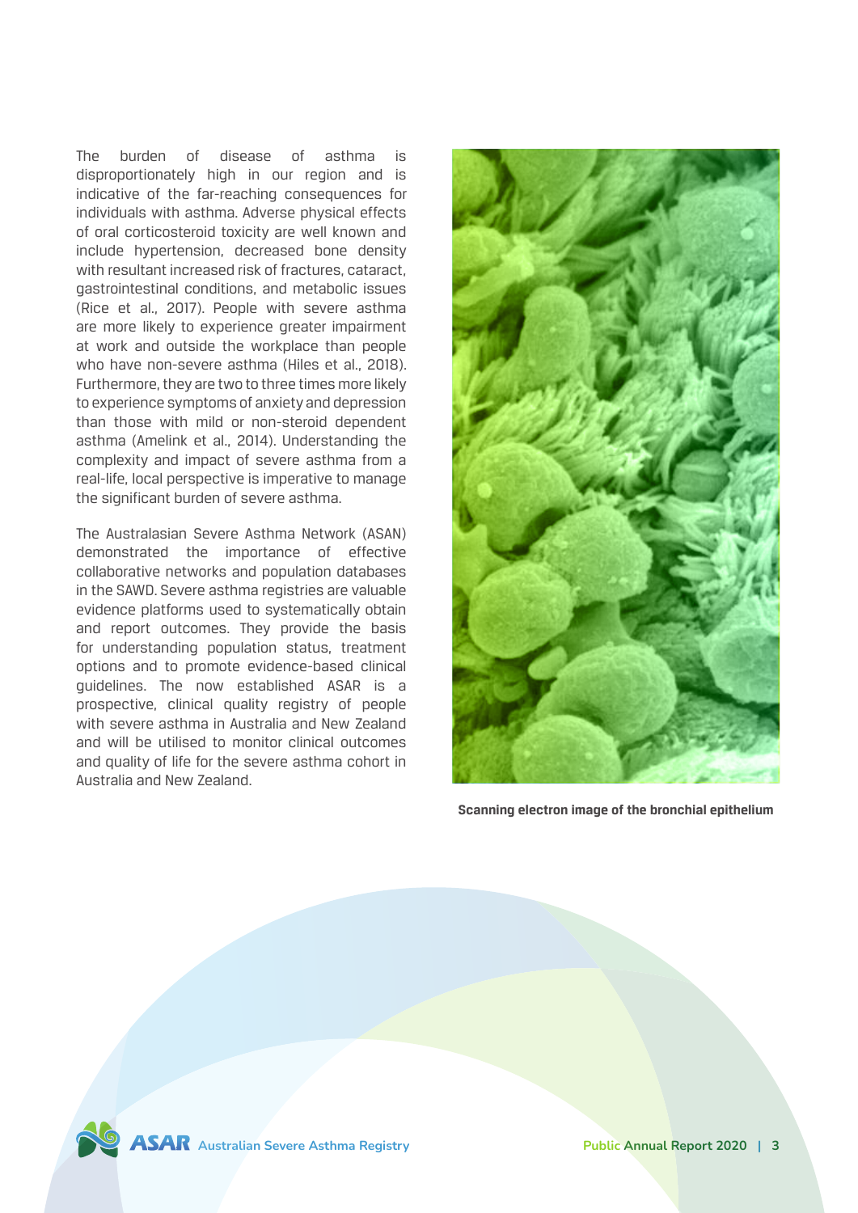The burden of disease of asthma is disproportionately high in our region and is indicative of the far-reaching consequences for individuals with asthma. Adverse physical effects of oral corticosteroid toxicity are well known and include hypertension, decreased bone density with resultant increased risk of fractures, cataract, gastrointestinal conditions, and metabolic issues (Rice et al., 2017). People with severe asthma are more likely to experience greater impairment at work and outside the workplace than people who have non-severe asthma (Hiles et al., 2018). Furthermore, they are two to three times more likely to experience symptoms of anxiety and depression than those with mild or non-steroid dependent asthma (Amelink et al., 2014). Understanding the complexity and impact of severe asthma from a real-life, local perspective is imperative to manage the significant burden of severe asthma.

The Australasian Severe Asthma Network (ASAN) demonstrated the importance of effective collaborative networks and population databases in the SAWD. Severe asthma registries are valuable evidence platforms used to systematically obtain and report outcomes. They provide the basis for understanding population status, treatment options and to promote evidence-based clinical guidelines. The now established ASAR is a prospective, clinical quality registry of people with severe asthma in Australia and New Zealand and will be utilised to monitor clinical outcomes and quality of life for the severe asthma cohort in Australia and New Zealand.

**Scanning electron image of the bronchial epithelium**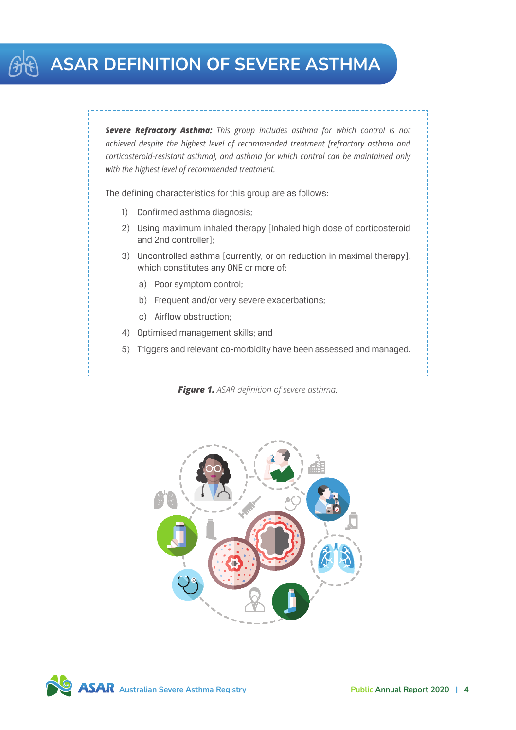# ASAR DEFINITION OF SEVERE ASTHMA

***Severe Refractory Asthma:*** *This group includes asthma for which control is not achieved despite the highest level of recommended treatment [refractory asthma and corticosteroid-resistant asthma], and asthma for which control can be maintained only with the highest level of recommended treatment.*

The defining characteristics for this group are as follows:

1) Confirmed asthma diagnosis;
2) Using maximum inhaled therapy [Inhaled high dose of corticosteroid and 2nd controller];
3) Uncontrolled asthma [currently, or on reduction in maximal therapy], which constitutes any ONE or more of:
    a) Poor symptom control;
    b) Frequent and/or very severe exacerbations;
    c) Airflow obstruction;
4) Optimised management skills; and
5) Triggers and relevant co-morbidity have been assessed and managed.

***Figure 1.*** *ASAR definition of severe asthma.*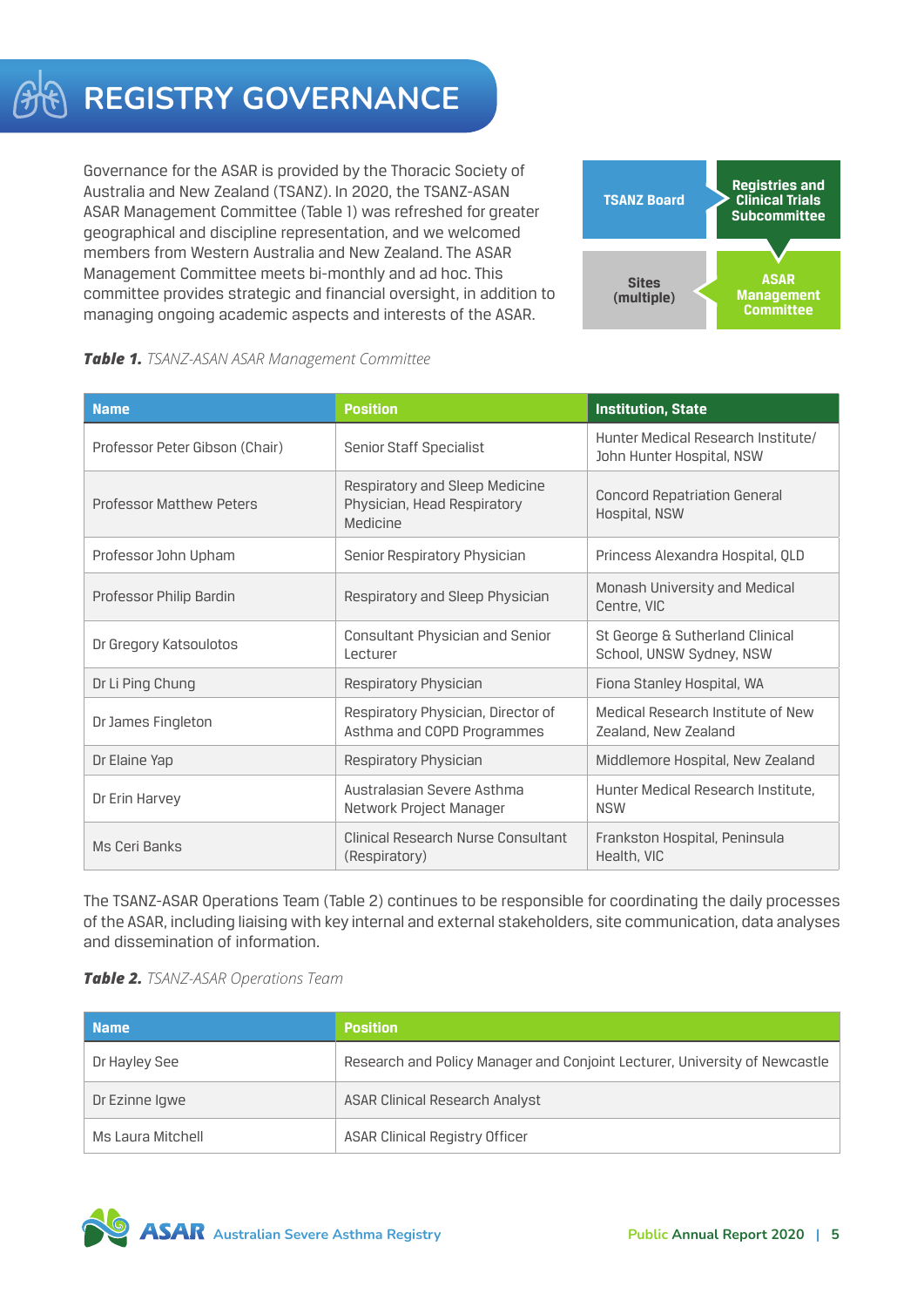# REGISTRY GOVERNANCE

Governance for the ASAR is provided by the Thoracic Society of Australia and New Zealand (TSANZ). In 2020, the TSANZ-ASAN ASAR Management Committee (Table 1) was refreshed for greater geographical and discipline representation, and we welcomed members from Western Australia and New Zealand. The ASAR Management Committee meets bi-monthly and ad hoc. This committee provides strategic and financial oversight, in addition to managing ongoing academic aspects and interests of the ASAR.

TSANZ Board → Registries and Clinical Trials Subcommittee → ASAR Management Committee ← Sites (multiple)

***Table 1.*** *TSANZ-ASAN ASAR Management Committee*

| Name | Position | Institution, State |
|---|---|---|
| Professor Peter Gibson (Chair) | Senior Staff Specialist | Hunter Medical Research Institute/ John Hunter Hospital, NSW |
| Professor Matthew Peters | Respiratory and Sleep Medicine Physician, Head Respiratory Medicine | Concord Repatriation General Hospital, NSW |
| Professor John Upham | Senior Respiratory Physician | Princess Alexandra Hospital, QLD |
| Professor Philip Bardin | Respiratory and Sleep Physician | Monash University and Medical Centre, VIC |
| Dr Gregory Katsoulotos | Consultant Physician and Senior Lecturer | St George & Sutherland Clinical School, UNSW Sydney, NSW |
| Dr Li Ping Chung | Respiratory Physician | Fiona Stanley Hospital, WA |
| Dr James Fingleton | Respiratory Physician, Director of Asthma and COPD Programmes | Medical Research Institute of New Zealand, New Zealand |
| Dr Elaine Yap | Respiratory Physician | Middlemore Hospital, New Zealand |
| Dr Erin Harvey | Australasian Severe Asthma Network Project Manager | Hunter Medical Research Institute, NSW |
| Ms Ceri Banks | Clinical Research Nurse Consultant (Respiratory) | Frankston Hospital, Peninsula Health, VIC |

The TSANZ-ASAR Operations Team (Table 2) continues to be responsible for coordinating the daily processes of the ASAR, including liaising with key internal and external stakeholders, site communication, data analyses and dissemination of information.

***Table 2.*** *TSANZ-ASAR Operations Team*

| Name | Position |
|---|---|
| Dr Hayley See | Research and Policy Manager and Conjoint Lecturer, University of Newcastle |
| Dr Ezinne Igwe | ASAR Clinical Research Analyst |
| Ms Laura Mitchell | ASAR Clinical Registry Officer |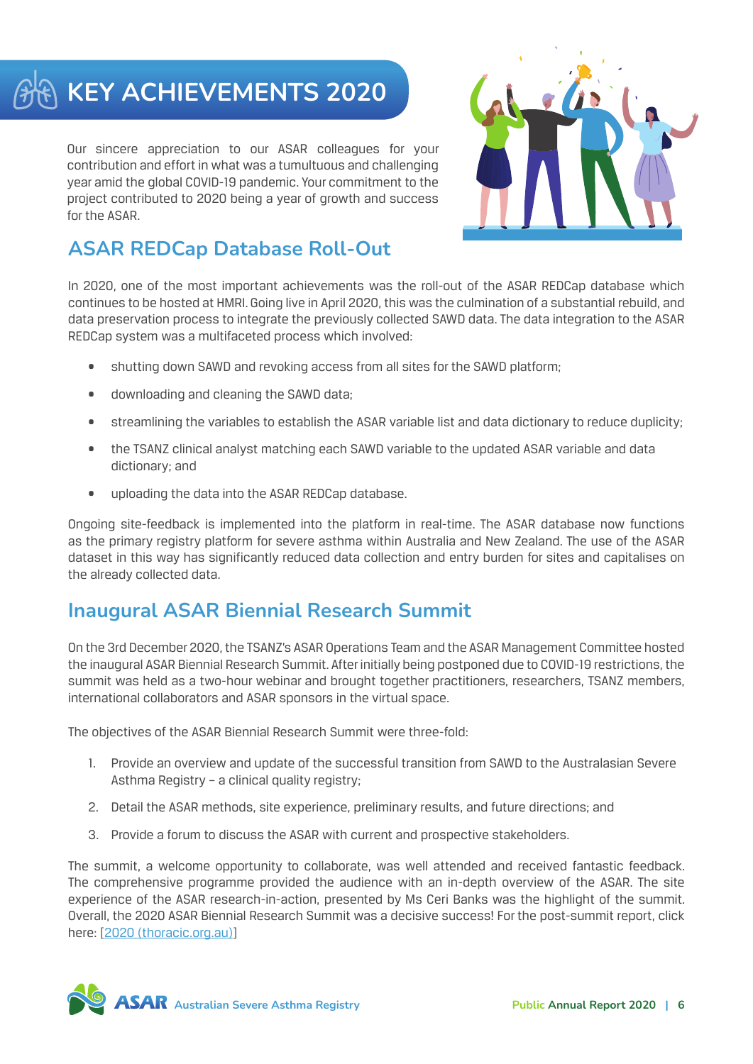# KEY ACHIEVEMENTS 2020

Our sincere appreciation to our ASAR colleagues for your contribution and effort in what was a tumultuous and challenging year amid the global COVID-19 pandemic. Your commitment to the project contributed to 2020 being a year of growth and success for the ASAR.

## ASAR REDCap Database Roll-Out

In 2020, one of the most important achievements was the roll-out of the ASAR REDCap database which continues to be hosted at HMRI. Going live in April 2020, this was the culmination of a substantial rebuild, and data preservation process to integrate the previously collected SAWD data. The data integration to the ASAR REDCap system was a multifaceted process which involved:

- shutting down SAWD and revoking access from all sites for the SAWD platform;
- downloading and cleaning the SAWD data;
- streamlining the variables to establish the ASAR variable list and data dictionary to reduce duplicity;
- the TSANZ clinical analyst matching each SAWD variable to the updated ASAR variable and data dictionary; and
- uploading the data into the ASAR REDCap database.

Ongoing site-feedback is implemented into the platform in real-time. The ASAR database now functions as the primary registry platform for severe asthma within Australia and New Zealand. The use of the ASAR dataset in this way has significantly reduced data collection and entry burden for sites and capitalises on the already collected data.

## Inaugural ASAR Biennial Research Summit

On the 3rd December 2020, the TSANZ's ASAR Operations Team and the ASAR Management Committee hosted the inaugural ASAR Biennial Research Summit. After initially being postponed due to COVID-19 restrictions, the summit was held as a two-hour webinar and brought together practitioners, researchers, TSANZ members, international collaborators and ASAR sponsors in the virtual space.

The objectives of the ASAR Biennial Research Summit were three-fold:

1. Provide an overview and update of the successful transition from SAWD to the Australasian Severe Asthma Registry – a clinical quality registry;
2. Detail the ASAR methods, site experience, preliminary results, and future directions; and
3. Provide a forum to discuss the ASAR with current and prospective stakeholders.

The summit, a welcome opportunity to collaborate, was well attended and received fantastic feedback. The comprehensive programme provided the audience with an in-depth overview of the ASAR. The site experience of the ASAR research-in-action, presented by Ms Ceri Banks was the highlight of the summit. Overall, the 2020 ASAR Biennial Research Summit was a decisive success! For the post-summit report, click here: [2020 (thoracic.org.au)]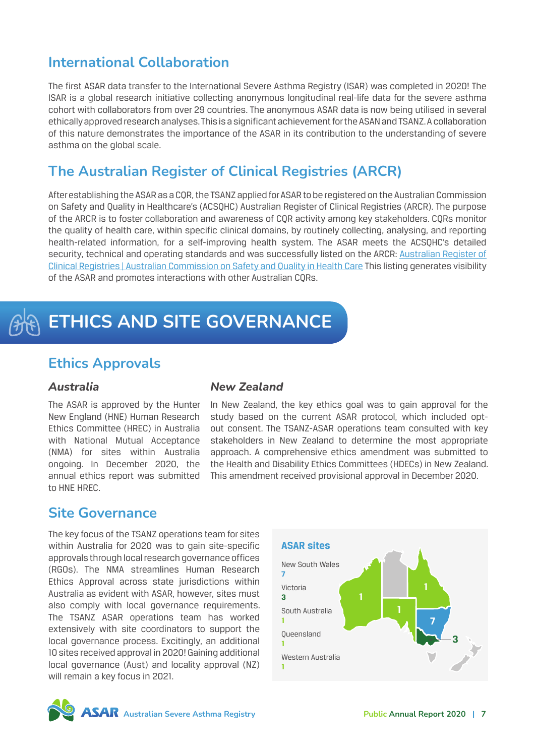## International Collaboration

The first ASAR data transfer to the International Severe Asthma Registry (ISAR) was completed in 2020! The ISAR is a global research initiative collecting anonymous longitudinal real-life data for the severe asthma cohort with collaborators from over 29 countries. The anonymous ASAR data is now being utilised in several ethically approved research analyses. This is a significant achievement for the ASAN and TSANZ. A collaboration of this nature demonstrates the importance of the ASAR in its contribution to the understanding of severe asthma on the global scale.

## The Australian Register of Clinical Registries (ARCR)

After establishing the ASAR as a CQR, the TSANZ applied for ASAR to be registered on the Australian Commission on Safety and Quality in Healthcare's (ACSQHC) Australian Register of Clinical Registries (ARCR). The purpose of the ARCR is to foster collaboration and awareness of CQR activity among key stakeholders. CQRs monitor the quality of health care, within specific clinical domains, by routinely collecting, analysing, and reporting health-related information, for a self-improving health system. The ASAR meets the ACSQHC's detailed security, technical and operating standards and was successfully listed on the ARCR: Australian Register of Clinical Registries | Australian Commission on Safety and Quality in Health Care This listing generates visibility of the ASAR and promotes interactions with other Australian CQRs.

# ETHICS AND SITE GOVERNANCE

## Ethics Approvals

### *Australia*

The ASAR is approved by the Hunter New England (HNE) Human Research Ethics Committee (HREC) in Australia with National Mutual Acceptance (NMA) for sites within Australia ongoing. In December 2020, the annual ethics report was submitted to HNE HREC.

### *New Zealand*

In New Zealand, the key ethics goal was to gain approval for the study based on the current ASAR protocol, which included opt-out consent. The TSANZ-ASAR operations team consulted with key stakeholders in New Zealand to determine the most appropriate approach. A comprehensive ethics amendment was submitted to the Health and Disability Ethics Committees (HDECs) in New Zealand. This amendment received provisional approval in December 2020.

## Site Governance

The key focus of the TSANZ operations team for sites within Australia for 2020 was to gain site-specific approvals through local research governance offices (RGOs). The NMA streamlines Human Research Ethics Approval across state jurisdictions within Australia as evident with ASAR, however, sites must also comply with local governance requirements. The TSANZ ASAR operations team has worked extensively with site coordinators to support the local governance process. Excitingly, an additional 10 sites received approval in 2020! Gaining additional local governance (Aust) and locality approval (NZ) will remain a key focus in 2021.

**ASAR sites**

| State | Sites |
|---|---|
| New South Wales | 7 |
| Victoria | 3 |
| South Australia | 1 |
| Queensland | 1 |
| Western Australia | 1 |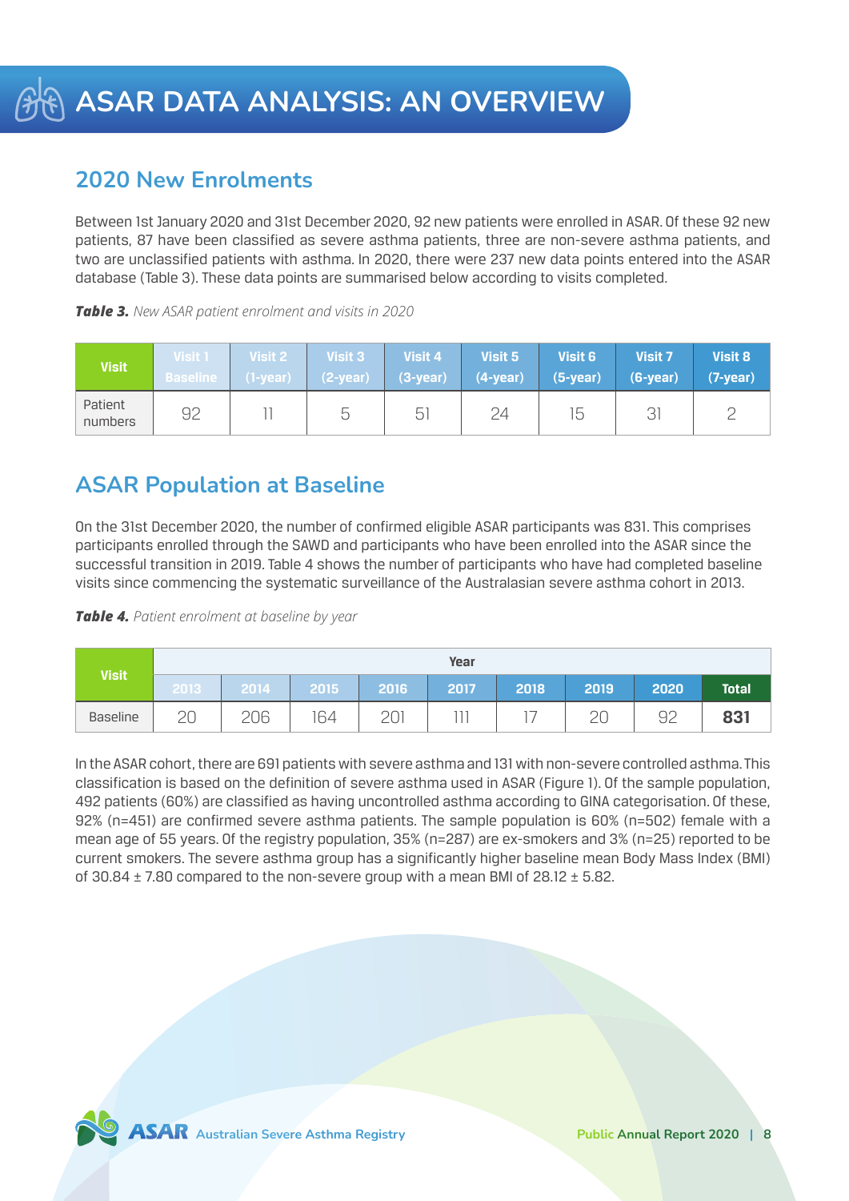# ASAR DATA ANALYSIS: AN OVERVIEW

## 2020 New Enrolments

Between 1st January 2020 and 31st December 2020, 92 new patients were enrolled in ASAR. Of these 92 new patients, 87 have been classified as severe asthma patients, three are non-severe asthma patients, and two are unclassified patients with asthma. In 2020, there were 237 new data points entered into the ASAR database (Table 3). These data points are summarised below according to visits completed.

***Table 3.*** *New ASAR patient enrolment and visits in 2020*

| Visit | Visit 1 Baseline | Visit 2 (1-year) | Visit 3 (2-year) | Visit 4 (3-year) | Visit 5 (4-year) | Visit 6 (5-year) | Visit 7 (6-year) | Visit 8 (7-year) |
|---|---|---|---|---|---|---|---|---|
| Patient numbers | 92 | 11 | 5 | 51 | 24 | 15 | 31 | 2 |

## ASAR Population at Baseline

On the 31st December 2020, the number of confirmed eligible ASAR participants was 831. This comprises participants enrolled through the SAWD and participants who have been enrolled into the ASAR since the successful transition in 2019. Table 4 shows the number of participants who have had completed baseline visits since commencing the systematic surveillance of the Australasian severe asthma cohort in 2013.

***Table 4.*** *Patient enrolment at baseline by year*

| Visit | Year | | | | | | | | |
|---|---|---|---|---|---|---|---|---|---|
| | 2013 | 2014 | 2015 | 2016 | 2017 | 2018 | 2019 | 2020 | Total |
| Baseline | 20 | 206 | 164 | 201 | 111 | 17 | 20 | 92 | **831** |

In the ASAR cohort, there are 691 patients with severe asthma and 131 with non-severe controlled asthma. This classification is based on the definition of severe asthma used in ASAR (Figure 1). Of the sample population, 492 patients (60%) are classified as having uncontrolled asthma according to GINA categorisation. Of these, 92% (n=451) are confirmed severe asthma patients. The sample population is 60% (n=502) female with a mean age of 55 years. Of the registry population, 35% (n=287) are ex-smokers and 3% (n=25) reported to be current smokers. The severe asthma group has a significantly higher baseline mean Body Mass Index (BMI) of 30.84 ± 7.80 compared to the non-severe group with a mean BMI of 28.12 ± 5.82.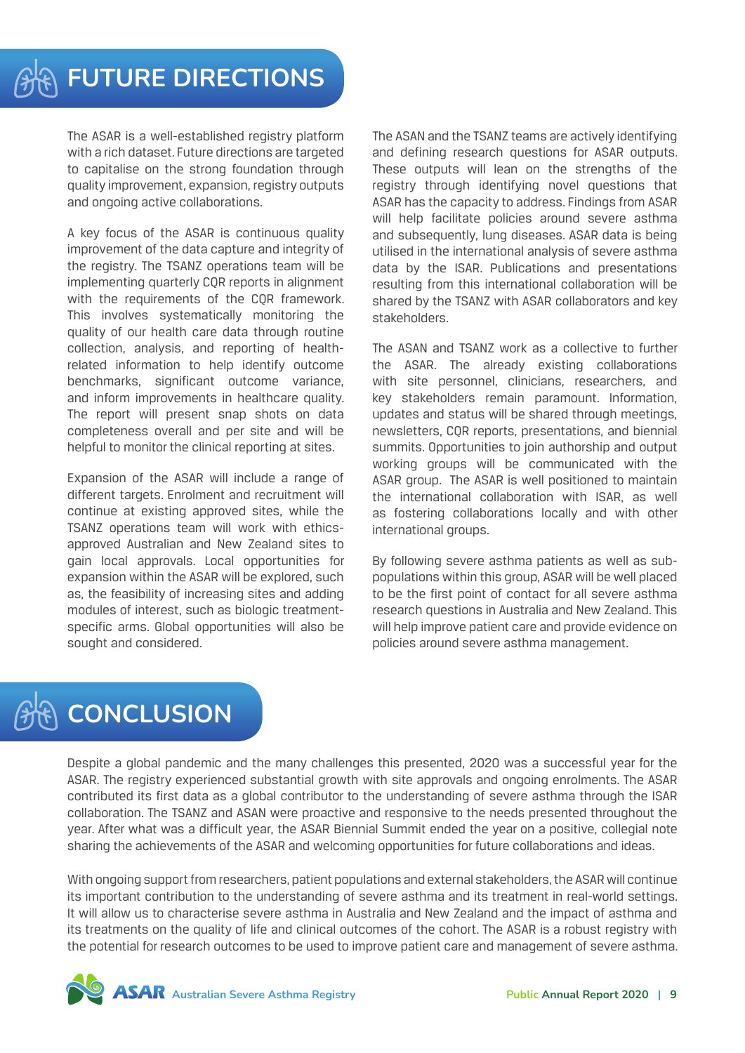# FUTURE DIRECTIONS

The ASAR is a well-established registry platform with a rich dataset. Future directions are targeted to capitalise on the strong foundation through quality improvement, expansion, registry outputs and ongoing active collaborations.

A key focus of the ASAR is continuous quality improvement of the data capture and integrity of the registry. The TSANZ operations team will be implementing quarterly CQR reports in alignment with the requirements of the CQR framework. This involves systematically monitoring the quality of our health care data through routine collection, analysis, and reporting of health-related information to help identify outcome benchmarks, significant outcome variance, and inform improvements in healthcare quality. The report will present snap shots on data completeness overall and per site and will be helpful to monitor the clinical reporting at sites.

Expansion of the ASAR will include a range of different targets. Enrolment and recruitment will continue at existing approved sites, while the TSANZ operations team will work with ethics-approved Australian and New Zealand sites to gain local approvals. Local opportunities for expansion within the ASAR will be explored, such as, the feasibility of increasing sites and adding modules of interest, such as biologic treatment-specific arms. Global opportunities will also be sought and considered.

The ASAN and the TSANZ teams are actively identifying and defining research questions for ASAR outputs. These outputs will lean on the strengths of the registry through identifying novel questions that ASAR has the capacity to address. Findings from ASAR will help facilitate policies around severe asthma and subsequently, lung diseases. ASAR data is being utilised in the international analysis of severe asthma data by the ISAR. Publications and presentations resulting from this international collaboration will be shared by the TSANZ with ASAR collaborators and key stakeholders.

The ASAN and TSANZ work as a collective to further the ASAR. The already existing collaborations with site personnel, clinicians, researchers, and key stakeholders remain paramount. Information, updates and status will be shared through meetings, newsletters, CQR reports, presentations, and biennial summits. Opportunities to join authorship and output working groups will be communicated with the ASAR group. The ASAR is well positioned to maintain the international collaboration with ISAR, as well as fostering collaborations locally and with other international groups.

By following severe asthma patients as well as sub-populations within this group, ASAR will be well placed to be the first point of contact for all severe asthma research questions in Australia and New Zealand. This will help improve patient care and provide evidence on policies around severe asthma management.

# CONCLUSION

Despite a global pandemic and the many challenges this presented, 2020 was a successful year for the ASAR. The registry experienced substantial growth with site approvals and ongoing enrolments. The ASAR contributed its first data as a global contributor to the understanding of severe asthma through the ISAR collaboration. The TSANZ and ASAN were proactive and responsive to the needs presented throughout the year. After what was a difficult year, the ASAR Biennial Summit ended the year on a positive, collegial note sharing the achievements of the ASAR and welcoming opportunities for future collaborations and ideas.

With ongoing support from researchers, patient populations and external stakeholders, the ASAR will continue its important contribution to the understanding of severe asthma and its treatment in real-world settings. It will allow us to characterise severe asthma in Australia and New Zealand and the impact of asthma and its treatments on the quality of life and clinical outcomes of the cohort. The ASAR is a robust registry with the potential for research outcomes to be used to improve patient care and management of severe asthma.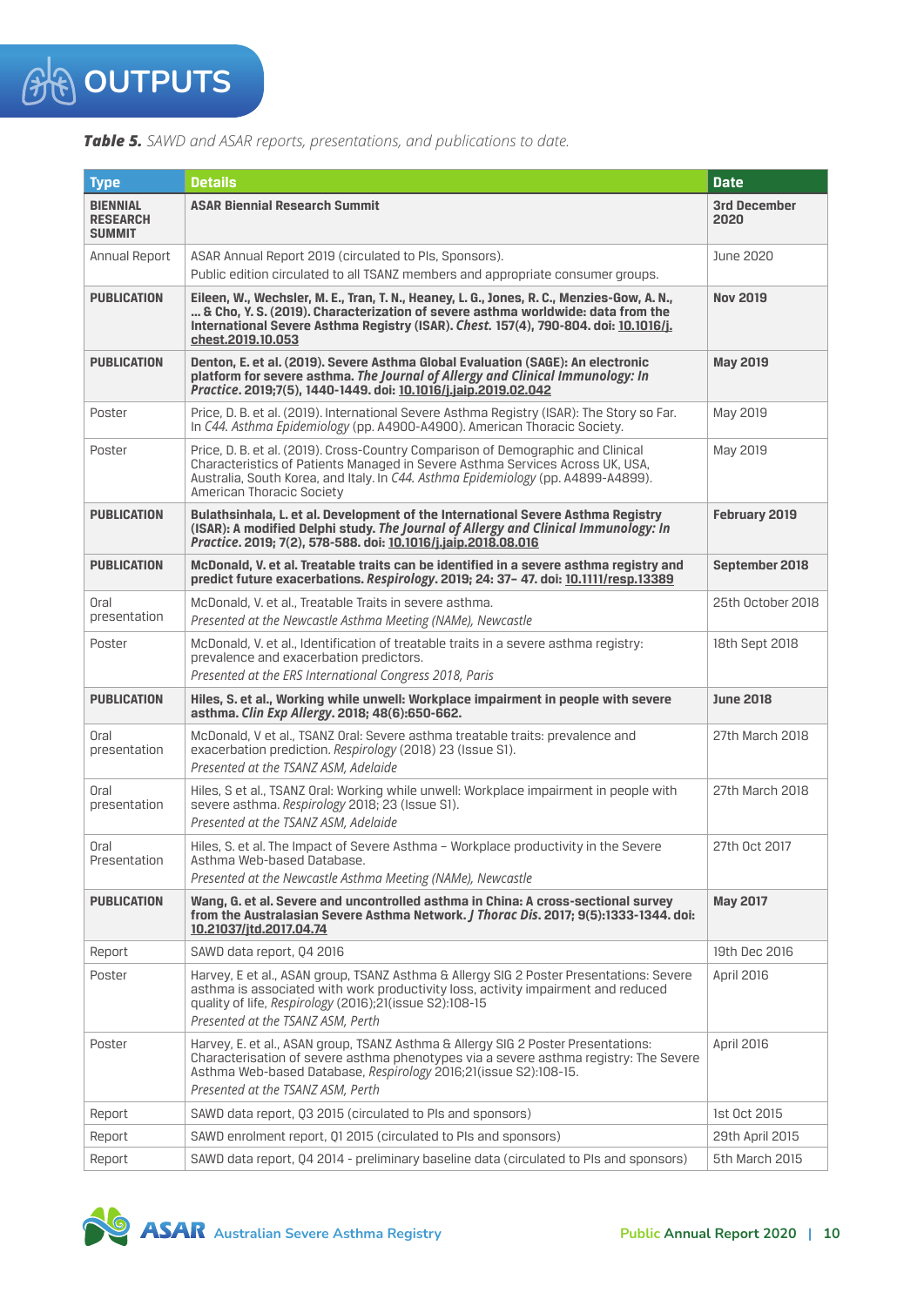# OUTPUTS

***Table 5.*** *SAWD and ASAR reports, presentations, and publications to date.*

| Type | Details | Date |
|---|---|---|
| **BIENNIAL RESEARCH SUMMIT** | **ASAR Biennial Research Summit** | **3rd December 2020** |
| Annual Report | ASAR Annual Report 2019 (circulated to PIs, Sponsors). Public edition circulated to all TSANZ members and appropriate consumer groups. | June 2020 |
| **PUBLICATION** | **Eileen, W., Wechsler, M. E., Tran, T. N., Heaney, L. G., Jones, R. C., Menzies-Gow, A. N., ... & Cho, Y. S. (2019). Characterization of severe asthma worldwide: data from the International Severe Asthma Registry (ISAR). *Chest.* 157(4), 790-804. doi: 10.1016/j.chest.2019.10.053** | **Nov 2019** |
| **PUBLICATION** | **Denton, E. et al. (2019). Severe Asthma Global Evaluation (SAGE): An electronic platform for severe asthma. *The Journal of Allergy and Clinical Immunology: In Practice*. 2019;7(5), 1440-1449. doi: 10.1016/j.jaip.2019.02.042** | **May 2019** |
| Poster | Price, D. B. et al. (2019). International Severe Asthma Registry (ISAR): The Story so Far. In *C44. Asthma Epidemiology* (pp. A4900-A4900). American Thoracic Society. | May 2019 |
| Poster | Price, D. B. et al. (2019). Cross-Country Comparison of Demographic and Clinical Characteristics of Patients Managed in Severe Asthma Services Across UK, USA, Australia, South Korea, and Italy. In *C44. Asthma Epidemiology* (pp. A4899-A4899). American Thoracic Society | May 2019 |
| **PUBLICATION** | **Bulathsinhala, L. et al. Development of the International Severe Asthma Registry (ISAR): A modified Delphi study. *The Journal of Allergy and Clinical Immunology: In Practice*. 2019; 7(2), 578-588. doi: 10.1016/j.jaip.2018.08.016** | **February 2019** |
| **PUBLICATION** | **McDonald, V. et al. Treatable traits can be identified in a severe asthma registry and predict future exacerbations. *Respirology*. 2019; 24: 37– 47. doi: 10.1111/resp.13389** | **September 2018** |
| Oral presentation | McDonald, V. et al., Treatable Traits in severe asthma. *Presented at the Newcastle Asthma Meeting (NAMe), Newcastle* | 25th October 2018 |
| Poster | McDonald, V. et al., Identification of treatable traits in a severe asthma registry: prevalence and exacerbation predictors. *Presented at the ERS International Congress 2018, Paris* | 18th Sept 2018 |
| **PUBLICATION** | **Hiles, S. et al., Working while unwell: Workplace impairment in people with severe asthma. *Clin Exp Allergy*. 2018; 48(6):650-662.** | **June 2018** |
| Oral presentation | McDonald, V et al., TSANZ Oral: Severe asthma treatable traits: prevalence and exacerbation prediction. *Respirology* (2018) 23 (Issue S1). *Presented at the TSANZ ASM, Adelaide* | 27th March 2018 |
| Oral presentation | Hiles, S et al., TSANZ Oral: Working while unwell: Workplace impairment in people with severe asthma. *Respirology* 2018; 23 (Issue S1). *Presented at the TSANZ ASM, Adelaide* | 27th March 2018 |
| Oral Presentation | Hiles, S. et al. The Impact of Severe Asthma – Workplace productivity in the Severe Asthma Web-based Database. *Presented at the Newcastle Asthma Meeting (NAMe), Newcastle* | 27th Oct 2017 |
| **PUBLICATION** | **Wang, G. et al. Severe and uncontrolled asthma in China: A cross-sectional survey from the Australasian Severe Asthma Network. *J Thorac Dis*. 2017; 9(5):1333-1344. doi: 10.21037/jtd.2017.04.74** | **May 2017** |
| Report | SAWD data report, Q4 2016 | 19th Dec 2016 |
| Poster | Harvey, E et al., ASAN group, TSANZ Asthma & Allergy SIG 2 Poster Presentations: Severe asthma is associated with work productivity loss, activity impairment and reduced quality of life, *Respirology* (2016);21(issue S2):108-15 *Presented at the TSANZ ASM, Perth* | April 2016 |
| Poster | Harvey, E. et al., ASAN group, TSANZ Asthma & Allergy SIG 2 Poster Presentations: Characterisation of severe asthma phenotypes via a severe asthma registry: The Severe Asthma Web-based Database, *Respirology* 2016;21(issue S2):108-15. *Presented at the TSANZ ASM, Perth* | April 2016 |
| Report | SAWD data report, Q3 2015 (circulated to PIs and sponsors) | 1st Oct 2015 |
| Report | SAWD enrolment report, Q1 2015 (circulated to PIs and sponsors) | 29th April 2015 |
| Report | SAWD data report, Q4 2014 - preliminary baseline data (circulated to PIs and sponsors) | 5th March 2015 |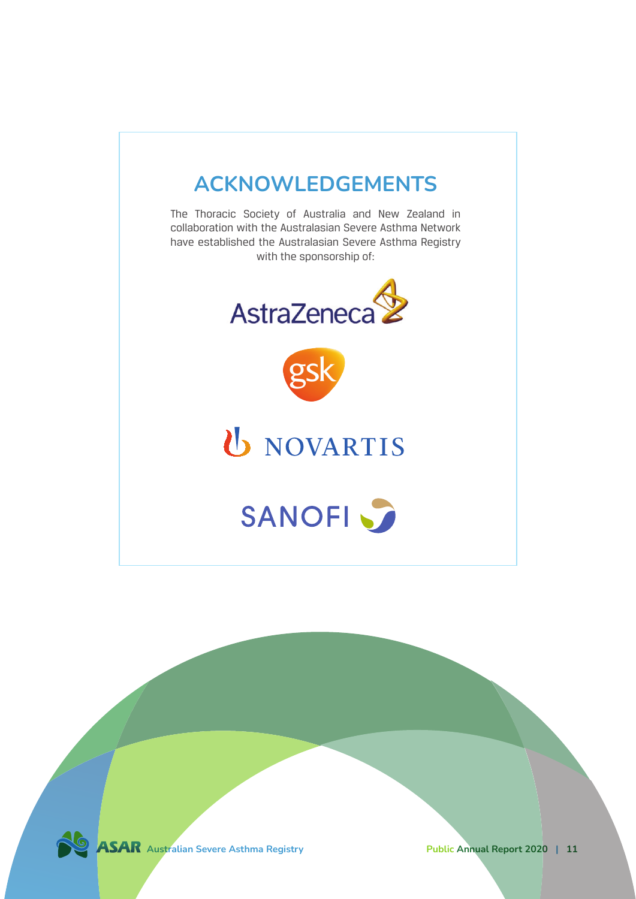## ACKNOWLEDGEMENTS

The Thoracic Society of Australia and New Zealand in collaboration with the Australasian Severe Asthma Network have established the Australasian Severe Asthma Registry with the sponsorship of:

AstraZeneca

gsk

NOVARTIS

SANOFI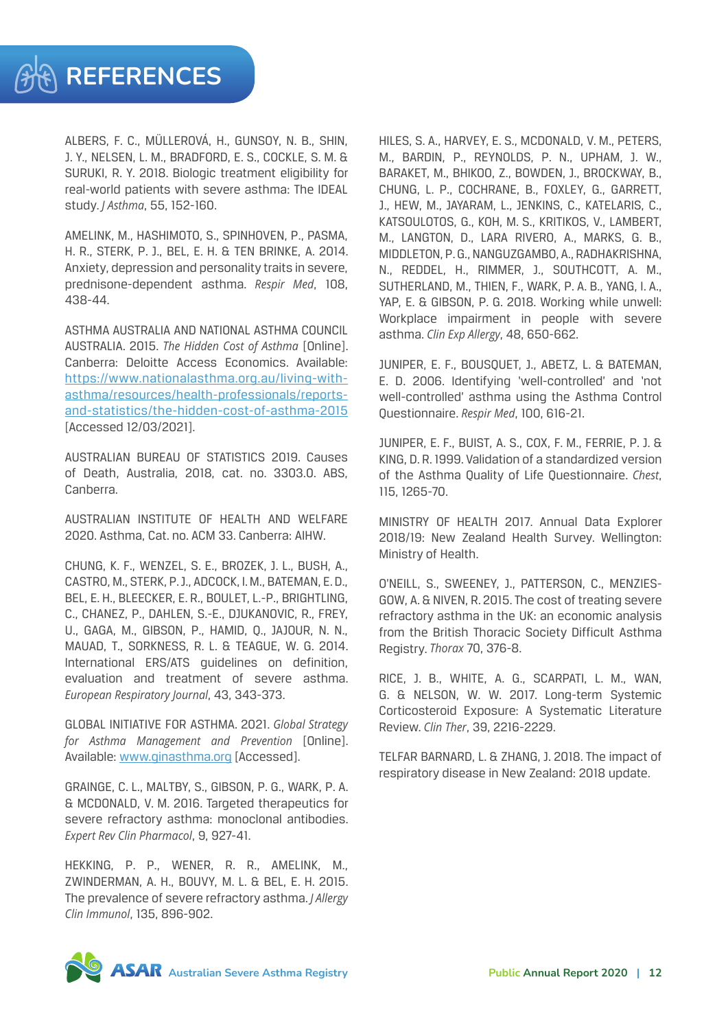# REFERENCES

ALBERS, F. C., MÜLLEROVÁ, H., GUNSOY, N. B., SHIN, J. Y., NELSEN, L. M., BRADFORD, E. S., COCKLE, S. M. & SURUKI, R. Y. 2018. Biologic treatment eligibility for real-world patients with severe asthma: The IDEAL study. *J Asthma*, 55, 152-160.

AMELINK, M., HASHIMOTO, S., SPINHOVEN, P., PASMA, H. R., STERK, P. J., BEL, E. H. & TEN BRINKE, A. 2014. Anxiety, depression and personality traits in severe, prednisone-dependent asthma. *Respir Med*, 108, 438-44.

ASTHMA AUSTRALIA AND NATIONAL ASTHMA COUNCIL AUSTRALIA. 2015. *The Hidden Cost of Asthma* [Online]. Canberra: Deloitte Access Economics. Available: https://www.nationalasthma.org.au/living-with-asthma/resources/health-professionals/reports-and-statistics/the-hidden-cost-of-asthma-2015 [Accessed 12/03/2021].

AUSTRALIAN BUREAU OF STATISTICS 2019. Causes of Death, Australia, 2018, cat. no. 3303.0. ABS, Canberra.

AUSTRALIAN INSTITUTE OF HEALTH AND WELFARE 2020. Asthma, Cat. no. ACM 33. Canberra: AIHW.

CHUNG, K. F., WENZEL, S. E., BROZEK, J. L., BUSH, A., CASTRO, M., STERK, P. J., ADCOCK, I. M., BATEMAN, E. D., BEL, E. H., BLEECKER, E. R., BOULET, L.-P., BRIGHTLING, C., CHANEZ, P., DAHLEN, S.-E., DJUKANOVIC, R., FREY, U., GAGA, M., GIBSON, P., HAMID, Q., JAJOUR, N. N., MAUAD, T., SORKNESS, R. L. & TEAGUE, W. G. 2014. International ERS/ATS guidelines on definition, evaluation and treatment of severe asthma. *European Respiratory Journal*, 43, 343-373.

GLOBAL INITIATIVE FOR ASTHMA. 2021. *Global Strategy for Asthma Management and Prevention* [Online]. Available: www.ginasthma.org [Accessed].

GRAINGE, C. L., MALTBY, S., GIBSON, P. G., WARK, P. A. & MCDONALD, V. M. 2016. Targeted therapeutics for severe refractory asthma: monoclonal antibodies. *Expert Rev Clin Pharmacol*, 9, 927-41.

HEKKING, P. P., WENER, R. R., AMELINK, M., ZWINDERMAN, A. H., BOUVY, M. L. & BEL, E. H. 2015. The prevalence of severe refractory asthma. *J Allergy Clin Immunol*, 135, 896-902.

HILES, S. A., HARVEY, E. S., MCDONALD, V. M., PETERS, M., BARDIN, P., REYNOLDS, P. N., UPHAM, J. W., BARAKET, M., BHIKOO, Z., BOWDEN, J., BROCKWAY, B., CHUNG, L. P., COCHRANE, B., FOXLEY, G., GARRETT, J., HEW, M., JAYARAM, L., JENKINS, C., KATELARIS, C., KATSOULOTOS, G., KOH, M. S., KRITIKOS, V., LAMBERT, M., LANGTON, D., LARA RIVERO, A., MARKS, G. B., MIDDLETON, P. G., NANGUZGAMBO, A., RADHAKRISHNA, N., REDDEL, H., RIMMER, J., SOUTHCOTT, A. M., SUTHERLAND, M., THIEN, F., WARK, P. A. B., YANG, I. A., YAP, E. & GIBSON, P. G. 2018. Working while unwell: Workplace impairment in people with severe asthma. *Clin Exp Allergy*, 48, 650-662.

JUNIPER, E. F., BOUSQUET, J., ABETZ, L. & BATEMAN, E. D. 2006. Identifying 'well-controlled' and 'not well-controlled' asthma using the Asthma Control Questionnaire. *Respir Med*, 100, 616-21.

JUNIPER, E. F., BUIST, A. S., COX, F. M., FERRIE, P. J. & KING, D. R. 1999. Validation of a standardized version of the Asthma Quality of Life Questionnaire. *Chest*, 115, 1265-70.

MINISTRY OF HEALTH 2017. Annual Data Explorer 2018/19: New Zealand Health Survey. Wellington: Ministry of Health.

O'NEILL, S., SWEENEY, J., PATTERSON, C., MENZIES-GOW, A. & NIVEN, R. 2015. The cost of treating severe refractory asthma in the UK: an economic analysis from the British Thoracic Society Difficult Asthma Registry. *Thorax* 70, 376-8.

RICE, J. B., WHITE, A. G., SCARPATI, L. M., WAN, G. & NELSON, W. W. 2017. Long-term Systemic Corticosteroid Exposure: A Systematic Literature Review. *Clin Ther*, 39, 2216-2229.

TELFAR BARNARD, L. & ZHANG, J. 2018. The impact of respiratory disease in New Zealand: 2018 update.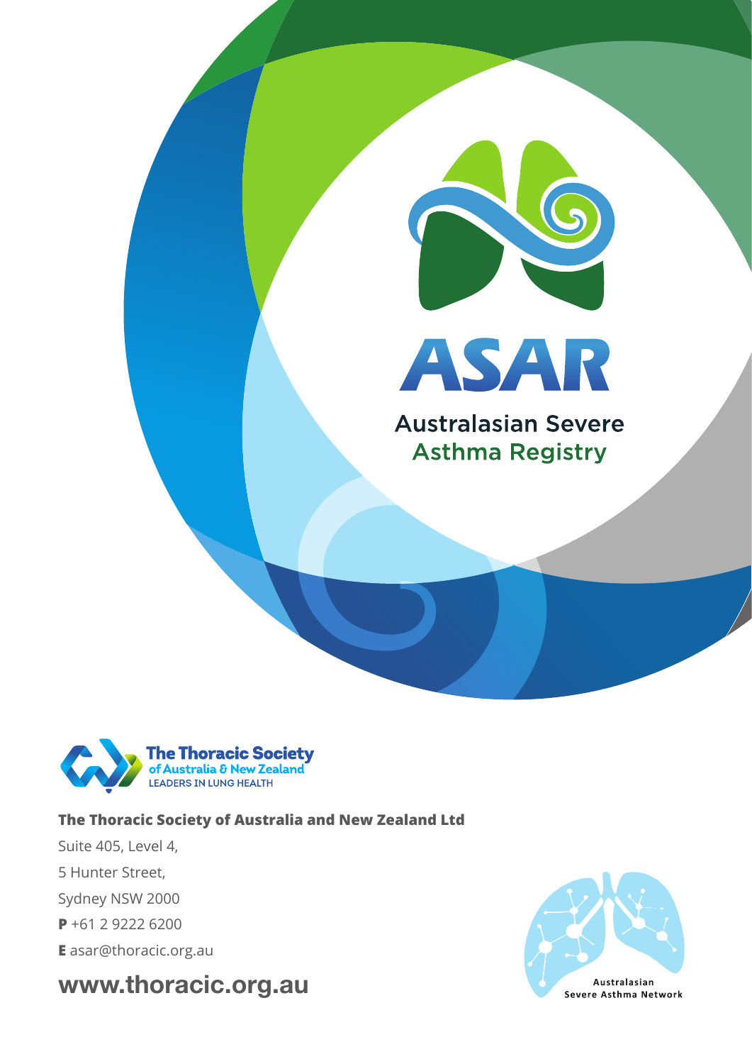ASAR

Australasian Severe Asthma Registry

The Thoracic Society of Australia & New Zealand
LEADERS IN LUNG HEALTH

**The Thoracic Society of Australia and New Zealand Ltd**

Suite 405, Level 4,

5 Hunter Street,

Sydney NSW 2000

**P** +61 2 9222 6200

**E** asar@thoracic.org.au

## www.thoracic.org.au

Australasian Severe Asthma Network